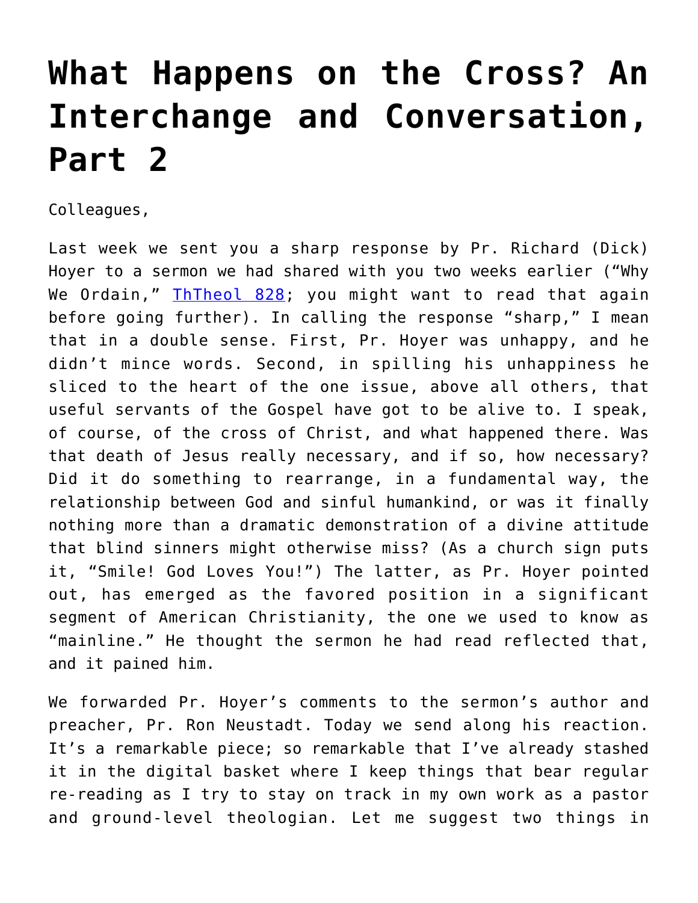# What Happens on the Cross? An Interchange and Conversation, Part 2

Colleagues,

Last week we sent you a sharp response by Pr. Richard (Dick) Hoyer to a sermon we had shared with you two weeks earlier ("Why We Ordain," [ThTheol 828]; you might want to read that again before going further). In calling the response "sharp," I mean that in a double sense. First, Pr. Hoyer was unhappy, and he didn't mince words. Second, in spilling his unhappiness he sliced to the heart of the one issue, above all others, that useful servants of the Gospel have got to be alive to. I speak, of course, of the cross of Christ, and what happened there. Was that death of Jesus really necessary, and if so, how necessary? Did it do something to rearrange, in a fundamental way, the relationship between God and sinful humankind, or was it finally nothing more than a dramatic demonstration of a divine attitude that blind sinners might otherwise miss? (As a church sign puts it, "Smile! God Loves You!") The latter, as Pr. Hoyer pointed out, has emerged as the favored position in a significant segment of American Christianity, the one we used to know as "mainline." He thought the sermon he had read reflected that, and it pained him.

We forwarded Pr. Hoyer's comments to the sermon's author and preacher, Pr. Ron Neustadt. Today we send along his reaction. It's a remarkable piece; so remarkable that I've already stashed it in the digital basket where I keep things that bear regular re-reading as I try to stay on track in my own work as a pastor and ground-level theologian. Let me suggest two things in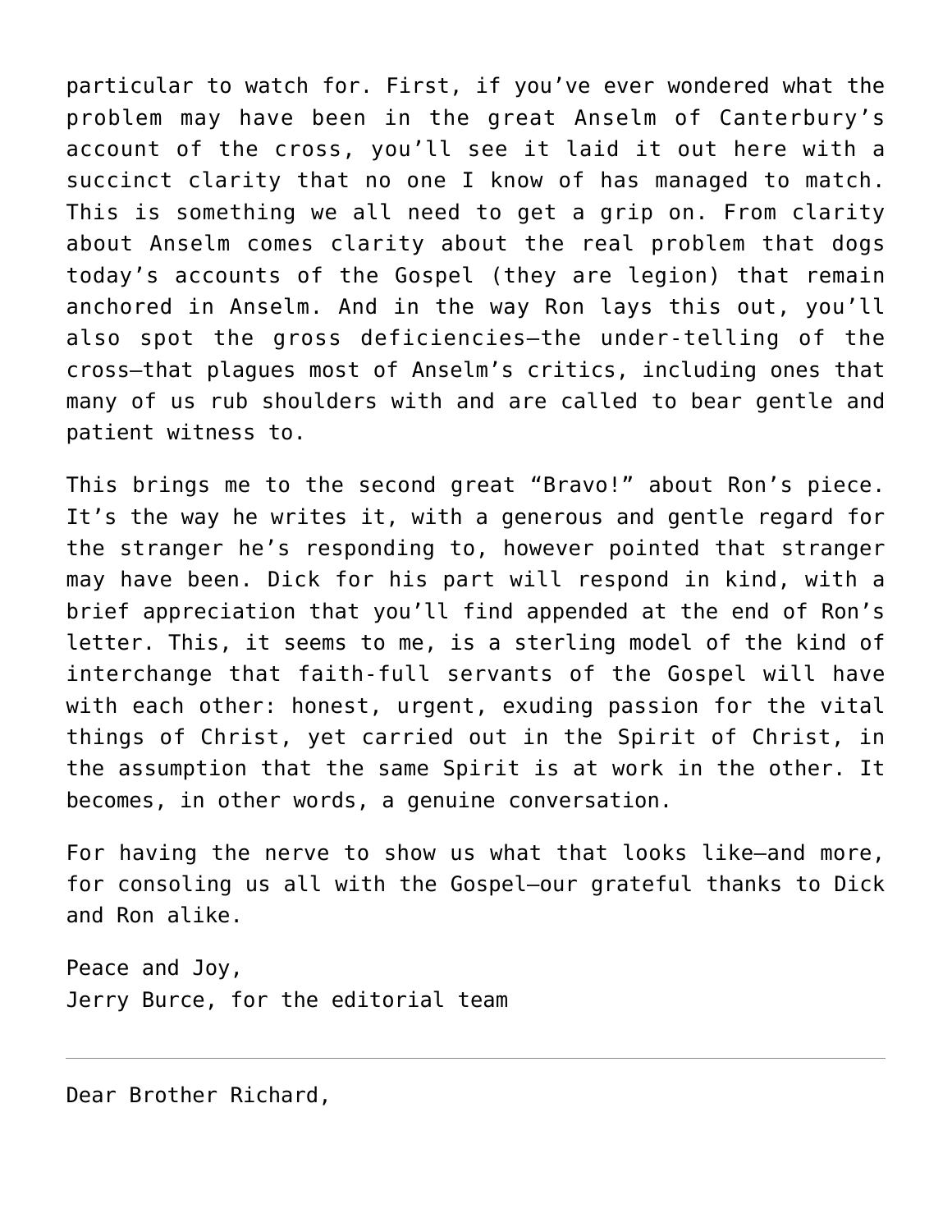particular to watch for. First, if you've ever wondered what the problem may have been in the great Anselm of Canterbury's account of the cross, you'll see it laid it out here with a succinct clarity that no one I know of has managed to match. This is something we all need to get a grip on. From clarity about Anselm comes clarity about the real problem that dogs today's accounts of the Gospel (they are legion) that remain anchored in Anselm. And in the way Ron lays this out, you'll also spot the gross deficiencies—the under-telling of the cross—that plagues most of Anselm's critics, including ones that many of us rub shoulders with and are called to bear gentle and patient witness to.

This brings me to the second great "Bravo!" about Ron's piece. It's the way he writes it, with a generous and gentle regard for the stranger he's responding to, however pointed that stranger may have been. Dick for his part will respond in kind, with a brief appreciation that you'll find appended at the end of Ron's letter. This, it seems to me, is a sterling model of the kind of interchange that faith-full servants of the Gospel will have with each other: honest, urgent, exuding passion for the vital things of Christ, yet carried out in the Spirit of Christ, in the assumption that the same Spirit is at work in the other. It becomes, in other words, a genuine conversation.

For having the nerve to show us what that looks like—and more, for consoling us all with the Gospel—our grateful thanks to Dick and Ron alike.

Peace and Joy,
Jerry Burce, for the editorial team

---

Dear Brother Richard,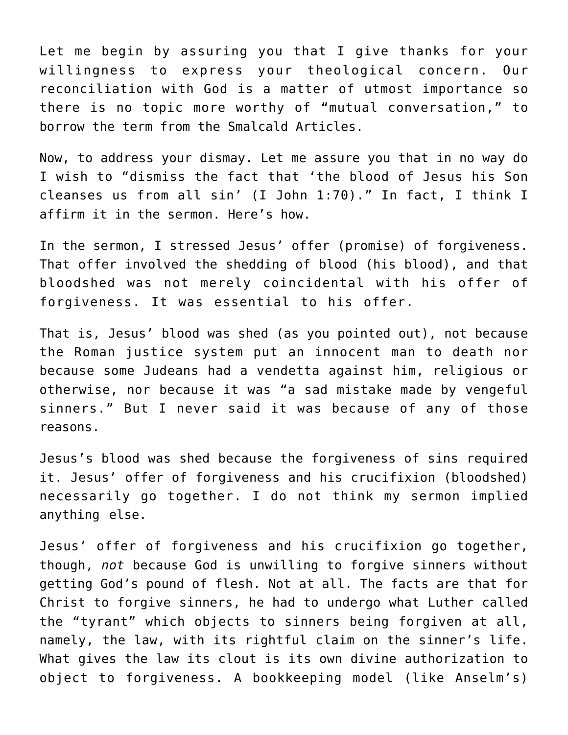Let me begin by assuring you that I give thanks for your willingness to express your theological concern. Our reconciliation with God is a matter of utmost importance so there is no topic more worthy of "mutual conversation," to borrow the term from the Smalcald Articles.

Now, to address your dismay. Let me assure you that in no way do I wish to "dismiss the fact that 'the blood of Jesus his Son cleanses us from all sin' (I John 1:70)." In fact, I think I affirm it in the sermon. Here's how.

In the sermon, I stressed Jesus' offer (promise) of forgiveness. That offer involved the shedding of blood (his blood), and that bloodshed was not merely coincidental with his offer of forgiveness. It was essential to his offer.

That is, Jesus' blood was shed (as you pointed out), not because the Roman justice system put an innocent man to death nor because some Judeans had a vendetta against him, religious or otherwise, nor because it was "a sad mistake made by vengeful sinners." But I never said it was because of any of those reasons.

Jesus's blood was shed because the forgiveness of sins required it. Jesus' offer of forgiveness and his crucifixion (bloodshed) necessarily go together. I do not think my sermon implied anything else.

Jesus' offer of forgiveness and his crucifixion go together, though, *not* because God is unwilling to forgive sinners without getting God's pound of flesh. Not at all. The facts are that for Christ to forgive sinners, he had to undergo what Luther called the "tyrant" which objects to sinners being forgiven at all, namely, the law, with its rightful claim on the sinner's life. What gives the law its clout is its own divine authorization to object to forgiveness. A bookkeeping model (like Anselm's)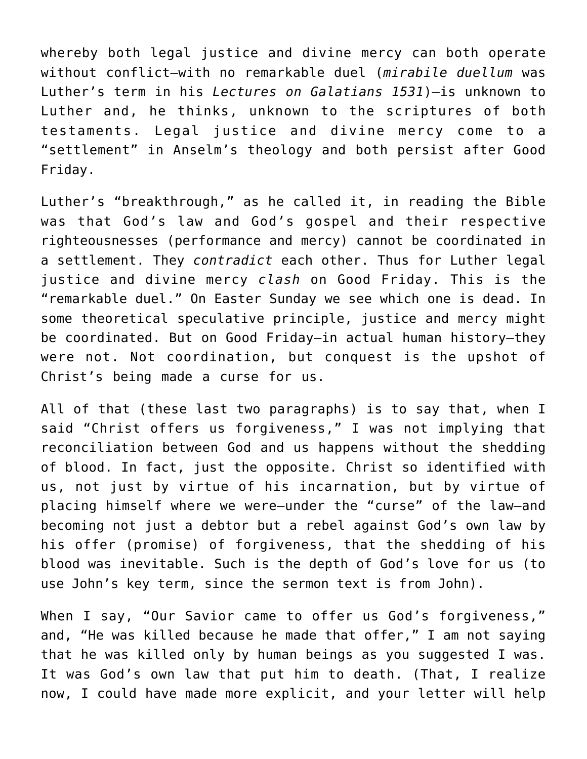whereby both legal justice and divine mercy can both operate without conflict—with no remarkable duel (*mirabile duellum* was Luther's term in his *Lectures on Galatians 1531*)—is unknown to Luther and, he thinks, unknown to the scriptures of both testaments. Legal justice and divine mercy come to a "settlement" in Anselm's theology and both persist after Good Friday.

Luther's "breakthrough," as he called it, in reading the Bible was that God's law and God's gospel and their respective righteousnesses (performance and mercy) cannot be coordinated in a settlement. They *contradict* each other. Thus for Luther legal justice and divine mercy *clash* on Good Friday. This is the "remarkable duel." On Easter Sunday we see which one is dead. In some theoretical speculative principle, justice and mercy might be coordinated. But on Good Friday—in actual human history—they were not. Not coordination, but conquest is the upshot of Christ's being made a curse for us.

All of that (these last two paragraphs) is to say that, when I said "Christ offers us forgiveness," I was not implying that reconciliation between God and us happens without the shedding of blood. In fact, just the opposite. Christ so identified with us, not just by virtue of his incarnation, but by virtue of placing himself where we were—under the "curse" of the law—and becoming not just a debtor but a rebel against God's own law by his offer (promise) of forgiveness, that the shedding of his blood was inevitable. Such is the depth of God's love for us (to use John's key term, since the sermon text is from John).

When I say, "Our Savior came to offer us God's forgiveness," and, "He was killed because he made that offer," I am not saying that he was killed only by human beings as you suggested I was. It was God's own law that put him to death. (That, I realize now, I could have made more explicit, and your letter will help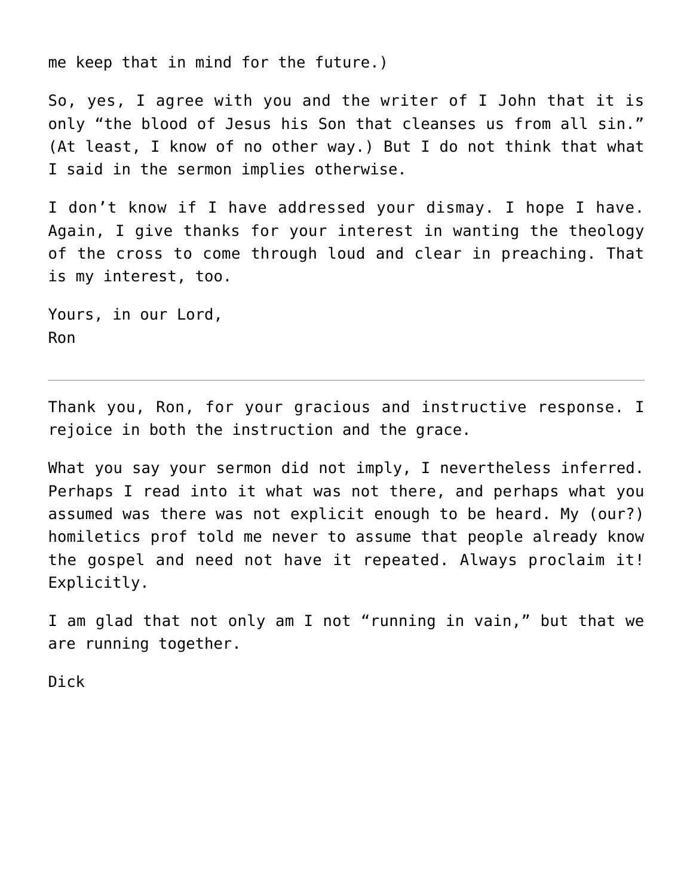me keep that in mind for the future.)

So, yes, I agree with you and the writer of I John that it is only “the blood of Jesus his Son that cleanses us from all sin.” (At least, I know of no other way.) But I do not think that what I said in the sermon implies otherwise.

I don’t know if I have addressed your dismay. I hope I have. Again, I give thanks for your interest in wanting the theology of the cross to come through loud and clear in preaching. That is my interest, too.

Yours, in our Lord,
Ron

---

Thank you, Ron, for your gracious and instructive response. I rejoice in both the instruction and the grace.

What you say your sermon did not imply, I nevertheless inferred. Perhaps I read into it what was not there, and perhaps what you assumed was there was not explicit enough to be heard. My (our?) homiletics prof told me never to assume that people already know the gospel and need not have it repeated. Always proclaim it! Explicitly.

I am glad that not only am I not “running in vain,” but that we are running together.

Dick